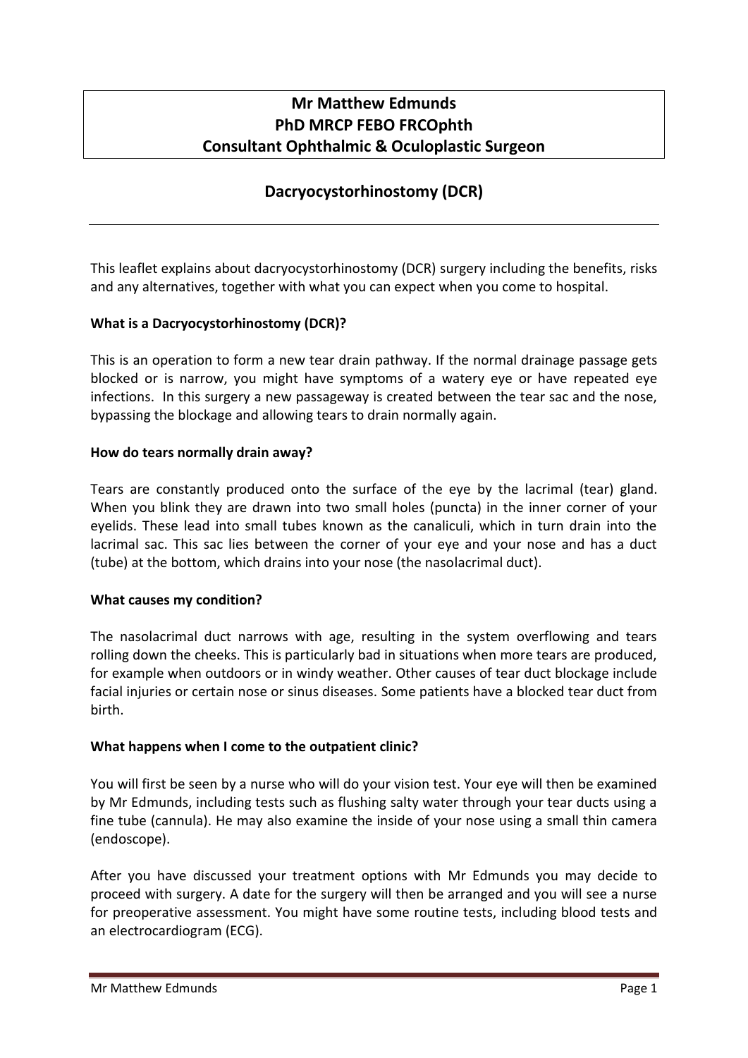**Mr Matthew Edmunds**
**PhD MRCP FEBO FRCOphth**
**Consultant Ophthalmic & Oculoplastic Surgeon**

# Dacryocystorhinostomy (DCR)

This leaflet explains about dacryocystorhinostomy (DCR) surgery including the benefits, risks and any alternatives, together with what you can expect when you come to hospital.

### What is a Dacryocystorhinostomy (DCR)?

This is an operation to form a new tear drain pathway. If the normal drainage passage gets blocked or is narrow, you might have symptoms of a watery eye or have repeated eye infections. In this surgery a new passageway is created between the tear sac and the nose, bypassing the blockage and allowing tears to drain normally again.

### How do tears normally drain away?

Tears are constantly produced onto the surface of the eye by the lacrimal (tear) gland. When you blink they are drawn into two small holes (puncta) in the inner corner of your eyelids. These lead into small tubes known as the canaliculi, which in turn drain into the lacrimal sac. This sac lies between the corner of your eye and your nose and has a duct (tube) at the bottom, which drains into your nose (the nasolacrimal duct).

### What causes my condition?

The nasolacrimal duct narrows with age, resulting in the system overflowing and tears rolling down the cheeks. This is particularly bad in situations when more tears are produced, for example when outdoors or in windy weather. Other causes of tear duct blockage include facial injuries or certain nose or sinus diseases. Some patients have a blocked tear duct from birth.

### What happens when I come to the outpatient clinic?

You will first be seen by a nurse who will do your vision test. Your eye will then be examined by Mr Edmunds, including tests such as flushing salty water through your tear ducts using a fine tube (cannula). He may also examine the inside of your nose using a small thin camera (endoscope).

After you have discussed your treatment options with Mr Edmunds you may decide to proceed with surgery. A date for the surgery will then be arranged and you will see a nurse for preoperative assessment. You might have some routine tests, including blood tests and an electrocardiogram (ECG).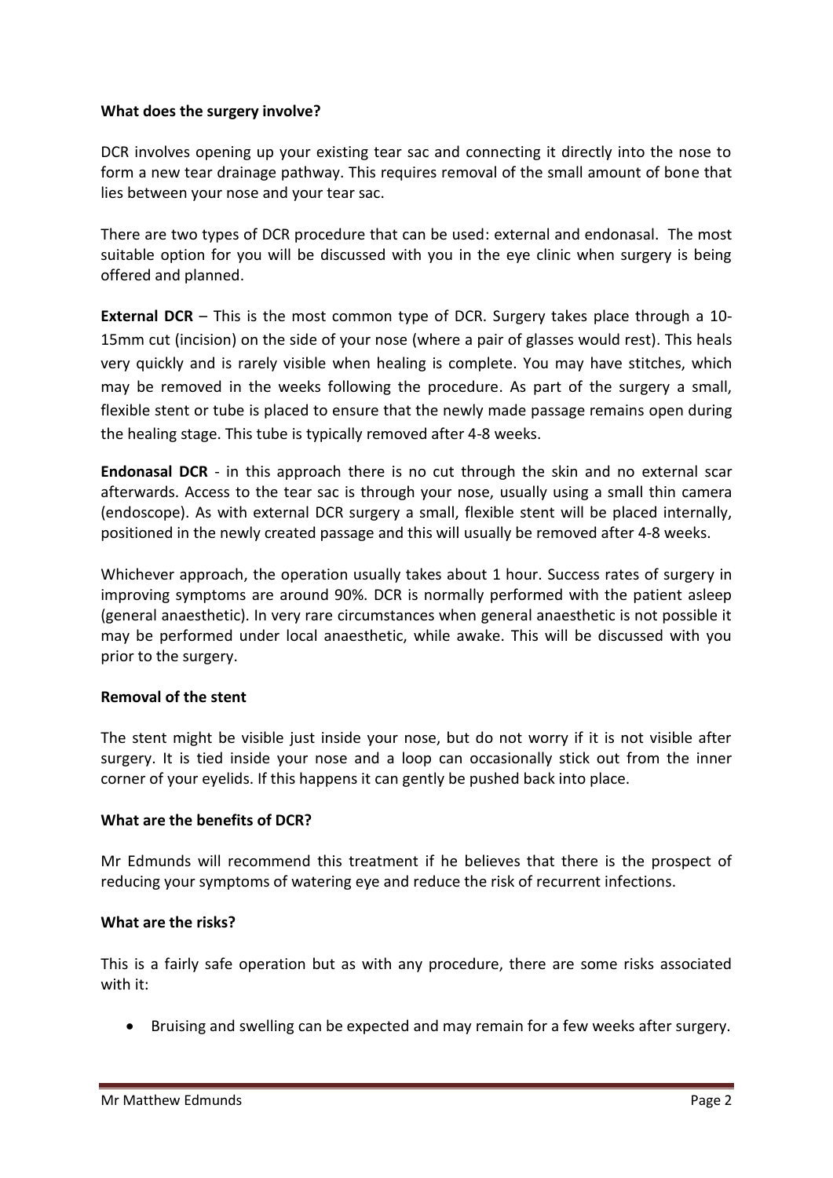**What does the surgery involve?**

DCR involves opening up your existing tear sac and connecting it directly into the nose to form a new tear drainage pathway. This requires removal of the small amount of bone that lies between your nose and your tear sac.

There are two types of DCR procedure that can be used: external and endonasal. The most suitable option for you will be discussed with you in the eye clinic when surgery is being offered and planned.

**External DCR** – This is the most common type of DCR. Surgery takes place through a 10-15mm cut (incision) on the side of your nose (where a pair of glasses would rest). This heals very quickly and is rarely visible when healing is complete. You may have stitches, which may be removed in the weeks following the procedure. As part of the surgery a small, flexible stent or tube is placed to ensure that the newly made passage remains open during the healing stage. This tube is typically removed after 4-8 weeks.

**Endonasal DCR** - in this approach there is no cut through the skin and no external scar afterwards. Access to the tear sac is through your nose, usually using a small thin camera (endoscope). As with external DCR surgery a small, flexible stent will be placed internally, positioned in the newly created passage and this will usually be removed after 4-8 weeks.

Whichever approach, the operation usually takes about 1 hour. Success rates of surgery in improving symptoms are around 90%. DCR is normally performed with the patient asleep (general anaesthetic). In very rare circumstances when general anaesthetic is not possible it may be performed under local anaesthetic, while awake. This will be discussed with you prior to the surgery.

**Removal of the stent**

The stent might be visible just inside your nose, but do not worry if it is not visible after surgery. It is tied inside your nose and a loop can occasionally stick out from the inner corner of your eyelids. If this happens it can gently be pushed back into place.

**What are the benefits of DCR?**

Mr Edmunds will recommend this treatment if he believes that there is the prospect of reducing your symptoms of watering eye and reduce the risk of recurrent infections.

**What are the risks?**

This is a fairly safe operation but as with any procedure, there are some risks associated with it:

- Bruising and swelling can be expected and may remain for a few weeks after surgery.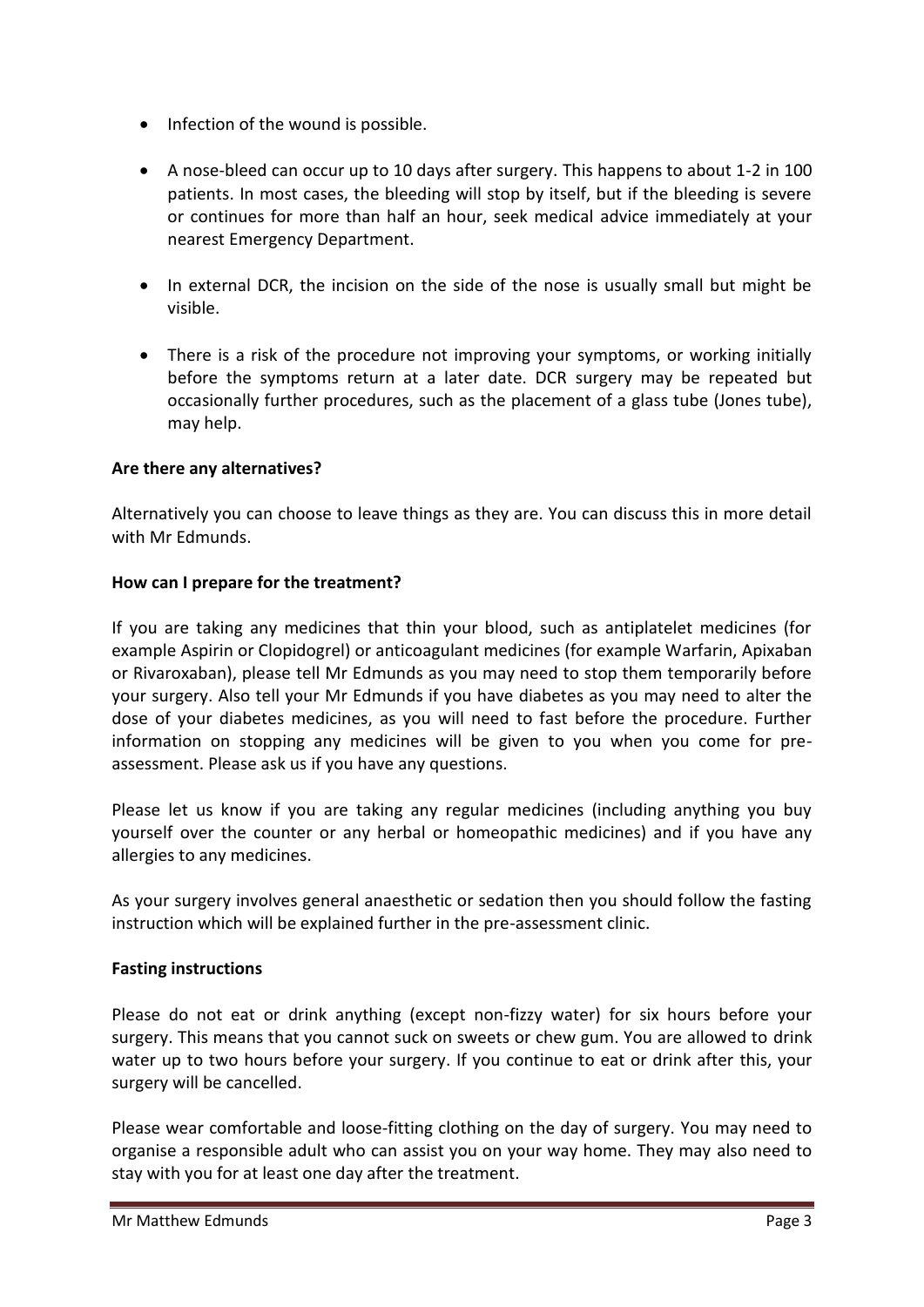- Infection of the wound is possible.

- A nose-bleed can occur up to 10 days after surgery. This happens to about 1-2 in 100 patients. In most cases, the bleeding will stop by itself, but if the bleeding is severe or continues for more than half an hour, seek medical advice immediately at your nearest Emergency Department.

- In external DCR, the incision on the side of the nose is usually small but might be visible.

- There is a risk of the procedure not improving your symptoms, or working initially before the symptoms return at a later date. DCR surgery may be repeated but occasionally further procedures, such as the placement of a glass tube (Jones tube), may help.

**Are there any alternatives?**

Alternatively you can choose to leave things as they are. You can discuss this in more detail with Mr Edmunds.

**How can I prepare for the treatment?**

If you are taking any medicines that thin your blood, such as antiplatelet medicines (for example Aspirin or Clopidogrel) or anticoagulant medicines (for example Warfarin, Apixaban or Rivaroxaban), please tell Mr Edmunds as you may need to stop them temporarily before your surgery. Also tell your Mr Edmunds if you have diabetes as you may need to alter the dose of your diabetes medicines, as you will need to fast before the procedure. Further information on stopping any medicines will be given to you when you come for pre-assessment. Please ask us if you have any questions.

Please let us know if you are taking any regular medicines (including anything you buy yourself over the counter or any herbal or homeopathic medicines) and if you have any allergies to any medicines.

As your surgery involves general anaesthetic or sedation then you should follow the fasting instruction which will be explained further in the pre-assessment clinic.

**Fasting instructions**

Please do not eat or drink anything (except non-fizzy water) for six hours before your surgery. This means that you cannot suck on sweets or chew gum. You are allowed to drink water up to two hours before your surgery. If you continue to eat or drink after this, your surgery will be cancelled.

Please wear comfortable and loose-fitting clothing on the day of surgery. You may need to organise a responsible adult who can assist you on your way home. They may also need to stay with you for at least one day after the treatment.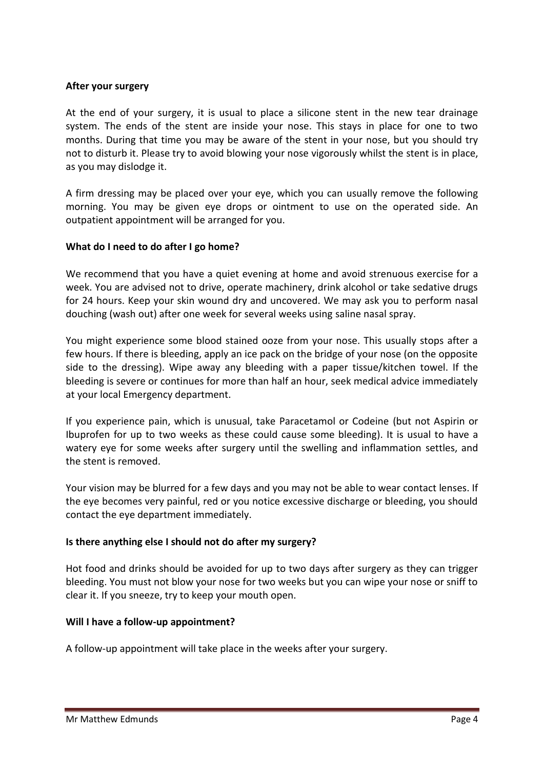**After your surgery**

At the end of your surgery, it is usual to place a silicone stent in the new tear drainage system. The ends of the stent are inside your nose. This stays in place for one to two months. During that time you may be aware of the stent in your nose, but you should try not to disturb it. Please try to avoid blowing your nose vigorously whilst the stent is in place, as you may dislodge it.

A firm dressing may be placed over your eye, which you can usually remove the following morning. You may be given eye drops or ointment to use on the operated side. An outpatient appointment will be arranged for you.

**What do I need to do after I go home?**

We recommend that you have a quiet evening at home and avoid strenuous exercise for a week. You are advised not to drive, operate machinery, drink alcohol or take sedative drugs for 24 hours. Keep your skin wound dry and uncovered. We may ask you to perform nasal douching (wash out) after one week for several weeks using saline nasal spray.

You might experience some blood stained ooze from your nose. This usually stops after a few hours. If there is bleeding, apply an ice pack on the bridge of your nose (on the opposite side to the dressing). Wipe away any bleeding with a paper tissue/kitchen towel. If the bleeding is severe or continues for more than half an hour, seek medical advice immediately at your local Emergency department.

If you experience pain, which is unusual, take Paracetamol or Codeine (but not Aspirin or Ibuprofen for up to two weeks as these could cause some bleeding). It is usual to have a watery eye for some weeks after surgery until the swelling and inflammation settles, and the stent is removed.

Your vision may be blurred for a few days and you may not be able to wear contact lenses. If the eye becomes very painful, red or you notice excessive discharge or bleeding, you should contact the eye department immediately.

**Is there anything else I should not do after my surgery?**

Hot food and drinks should be avoided for up to two days after surgery as they can trigger bleeding. You must not blow your nose for two weeks but you can wipe your nose or sniff to clear it. If you sneeze, try to keep your mouth open.

**Will I have a follow-up appointment?**

A follow-up appointment will take place in the weeks after your surgery.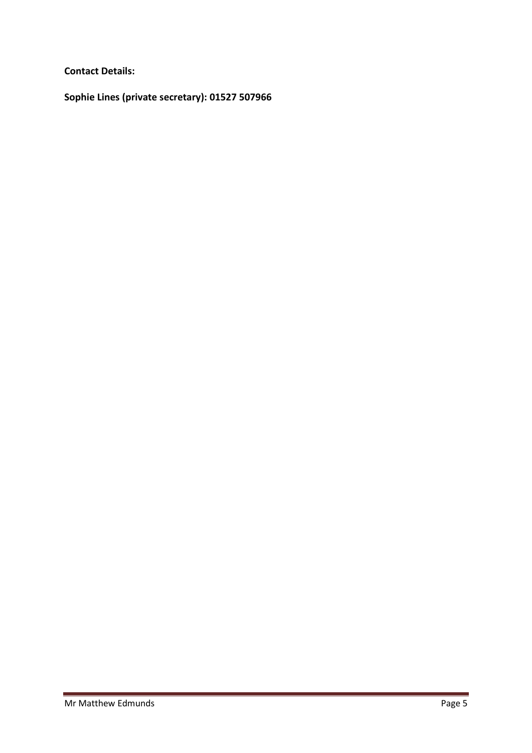**Contact Details:**

**Sophie Lines (private secretary): 01527 507966**